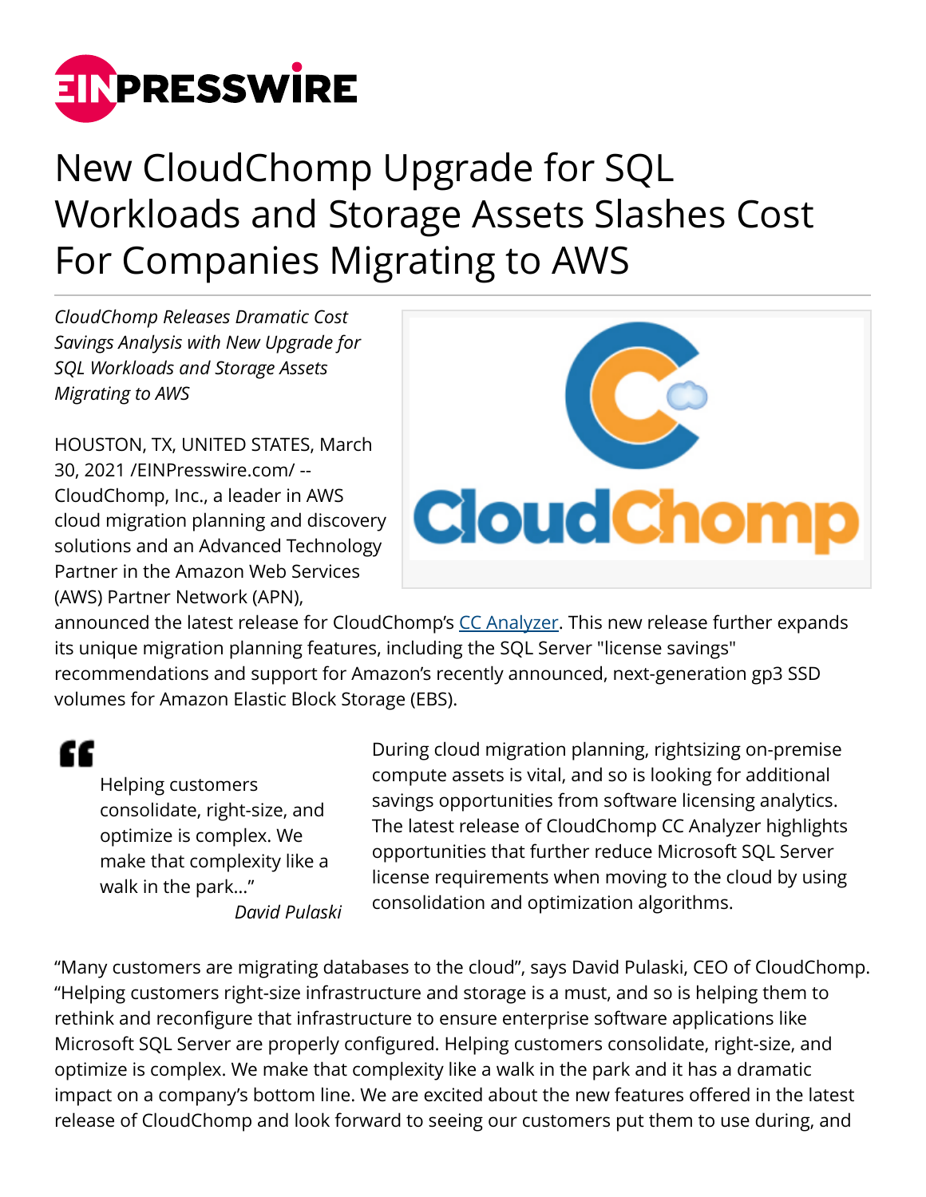# New CloudChomp Upgrade for SQL Workloads and Storage Assets Slashes Cost For Companies Migrating to AWS

*CloudChomp Releases Dramatic Cost Savings Analysis with New Upgrade for SQL Workloads and Storage Assets Migrating to AWS*

HOUSTON, TX, UNITED STATES, March 30, 2021 /EINPresswire.com/ -- CloudChomp, Inc., a leader in AWS cloud migration planning and discovery solutions and an Advanced Technology Partner in the Amazon Web Services (AWS) Partner Network (APN), announced the latest release for CloudChomp's [CC Analyzer](). This new release further expands its unique migration planning features, including the SQL Server "license savings" recommendations and support for Amazon's recently announced, next-generation gp3 SSD volumes for Amazon Elastic Block Storage (EBS).

> Helping customers consolidate, right-size, and optimize is complex. We make that complexity like a walk in the park..."
>
> *David Pulaski*

During cloud migration planning, rightsizing on-premise compute assets is vital, and so is looking for additional savings opportunities from software licensing analytics. The latest release of CloudChomp CC Analyzer highlights opportunities that further reduce Microsoft SQL Server license requirements when moving to the cloud by using consolidation and optimization algorithms.

"Many customers are migrating databases to the cloud", says David Pulaski, CEO of CloudChomp. "Helping customers right-size infrastructure and storage is a must, and so is helping them to rethink and reconfigure that infrastructure to ensure enterprise software applications like Microsoft SQL Server are properly configured. Helping customers consolidate, right-size, and optimize is complex. We make that complexity like a walk in the park and it has a dramatic impact on a company's bottom line. We are excited about the new features offered in the latest release of CloudChomp and look forward to seeing our customers put them to use during, and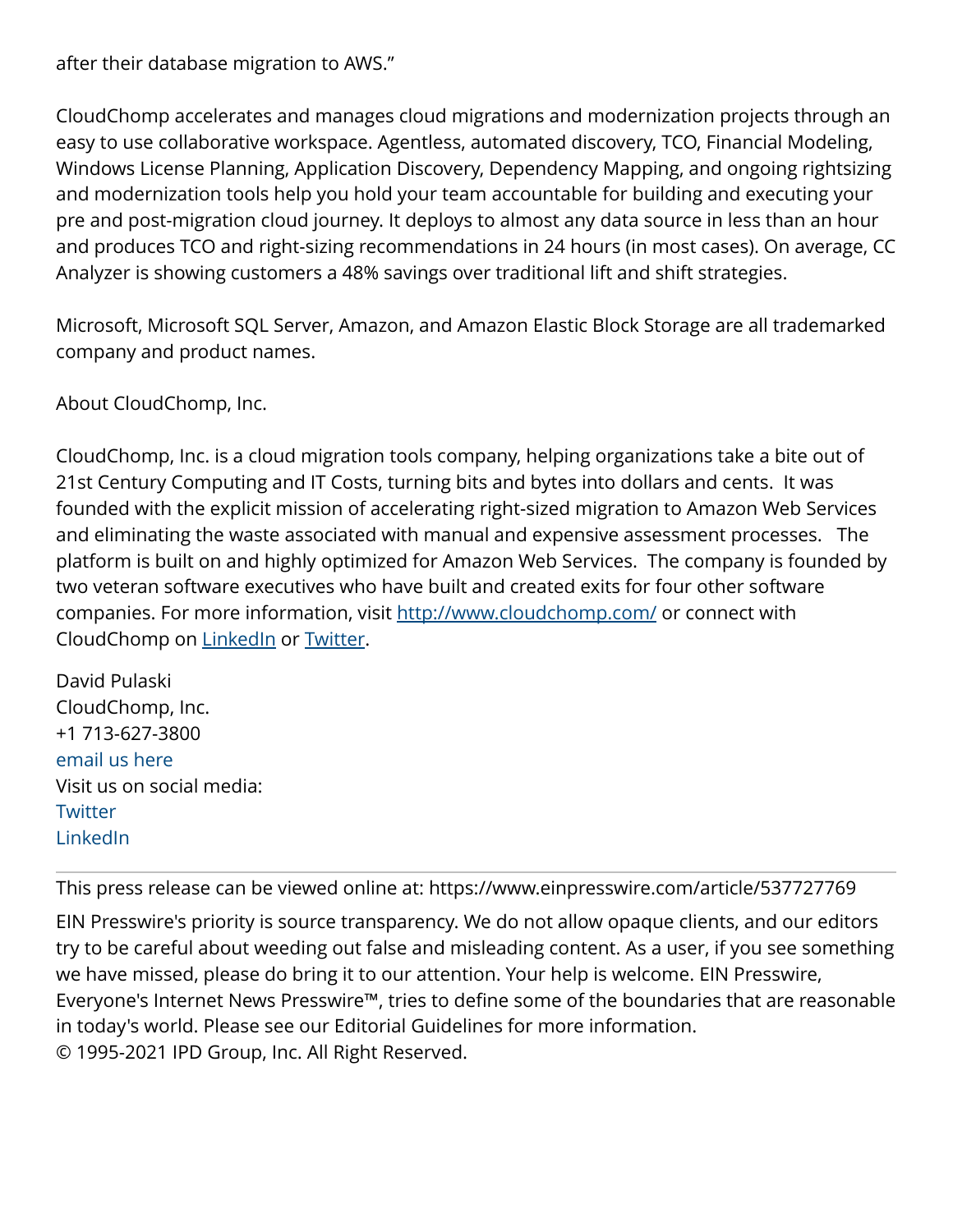after their database migration to AWS."

CloudChomp accelerates and manages cloud migrations and modernization projects through an easy to use collaborative workspace. Agentless, automated discovery, TCO, Financial Modeling, Windows License Planning, Application Discovery, Dependency Mapping, and ongoing rightsizing and modernization tools help you hold your team accountable for building and executing your pre and post-migration cloud journey. It deploys to almost any data source in less than an hour and produces TCO and right-sizing recommendations in 24 hours (in most cases). On average, CC Analyzer is showing customers a 48% savings over traditional lift and shift strategies.

Microsoft, Microsoft SQL Server, Amazon, and Amazon Elastic Block Storage are all trademarked company and product names.

About CloudChomp, Inc.

CloudChomp, Inc. is a cloud migration tools company, helping organizations take a bite out of 21st Century Computing and IT Costs, turning bits and bytes into dollars and cents. It was founded with the explicit mission of accelerating right-sized migration to Amazon Web Services and eliminating the waste associated with manual and expensive assessment processes. The platform is built on and highly optimized for Amazon Web Services. The company is founded by two veteran software executives who have built and created exits for four other software companies. For more information, visit [http://www.cloudchomp.com/](http://www.cloudchomp.com/) or connect with CloudChomp on LinkedIn or Twitter.

David Pulaski
CloudChomp, Inc.
+1 713-627-3800
email us here
Visit us on social media:
Twitter
LinkedIn

---

This press release can be viewed online at: https://www.einpresswire.com/article/537727769

EIN Presswire's priority is source transparency. We do not allow opaque clients, and our editors try to be careful about weeding out false and misleading content. As a user, if you see something we have missed, please do bring it to our attention. Your help is welcome. EIN Presswire, Everyone's Internet News Presswire™, tries to define some of the boundaries that are reasonable in today's world. Please see our Editorial Guidelines for more information.
© 1995-2021 IPD Group, Inc. All Right Reserved.